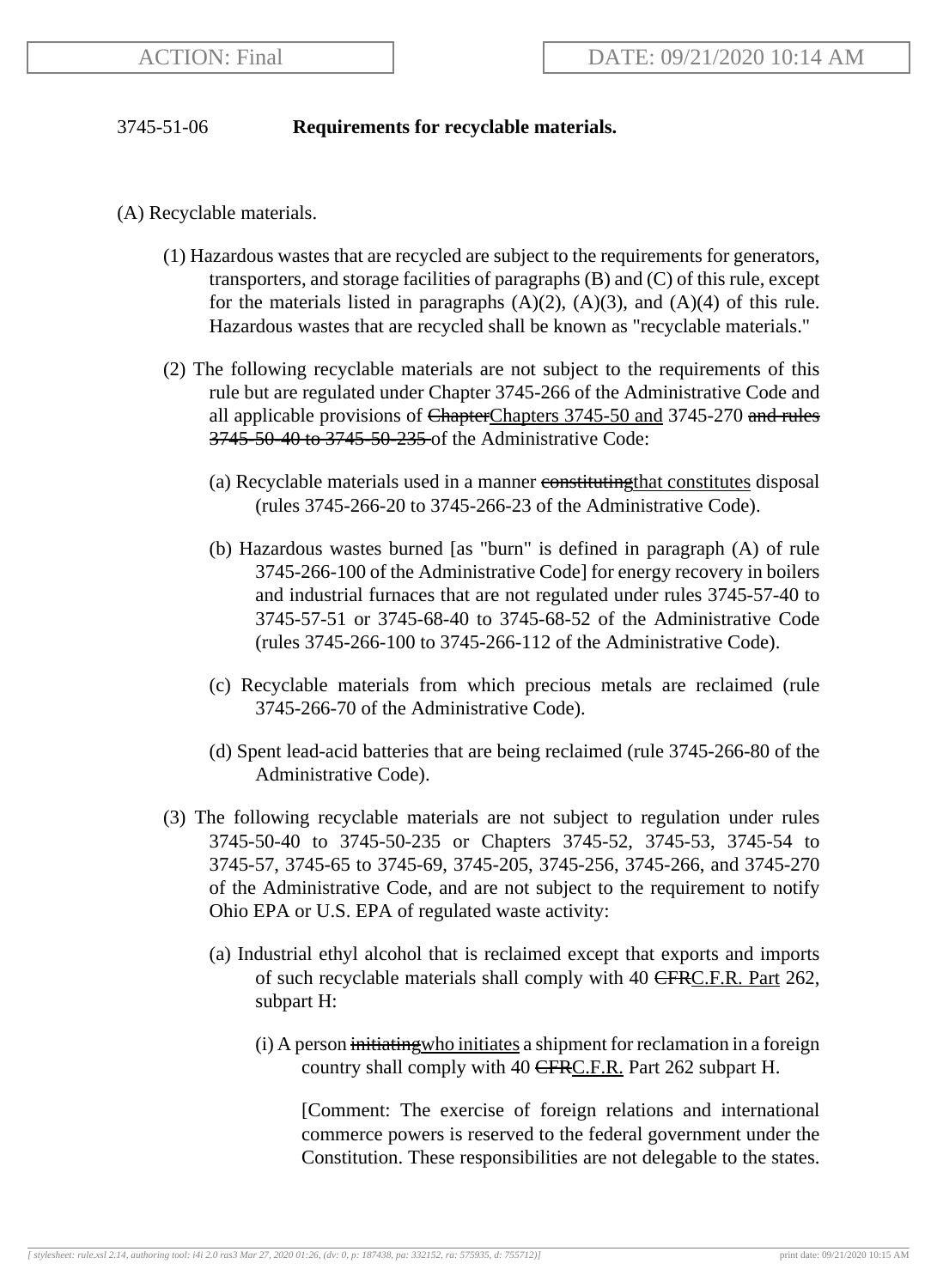3745-51-06 **Requirements for recyclable materials.**

(A) Recyclable materials.

(1) Hazardous wastes that are recycled are subject to the requirements for generators, transporters, and storage facilities of paragraphs (B) and (C) of this rule, except for the materials listed in paragraphs (A)(2), (A)(3), and (A)(4) of this rule. Hazardous wastes that are recycled shall be known as "recyclable materials."

(2) The following recyclable materials are not subject to the requirements of this rule but are regulated under Chapter 3745-266 of the Administrative Code and all applicable provisions of ~~Chapter~~<u>Chapters 3745-50 and</u> 3745-270 ~~and rules 3745-50-40 to 3745-50-235~~ of the Administrative Code:

(a) Recyclable materials used in a manner ~~constituting~~<u>that constitutes</u> disposal (rules 3745-266-20 to 3745-266-23 of the Administrative Code).

(b) Hazardous wastes burned [as "burn" is defined in paragraph (A) of rule 3745-266-100 of the Administrative Code] for energy recovery in boilers and industrial furnaces that are not regulated under rules 3745-57-40 to 3745-57-51 or 3745-68-40 to 3745-68-52 of the Administrative Code (rules 3745-266-100 to 3745-266-112 of the Administrative Code).

(c) Recyclable materials from which precious metals are reclaimed (rule 3745-266-70 of the Administrative Code).

(d) Spent lead-acid batteries that are being reclaimed (rule 3745-266-80 of the Administrative Code).

(3) The following recyclable materials are not subject to regulation under rules 3745-50-40 to 3745-50-235 or Chapters 3745-52, 3745-53, 3745-54 to 3745-57, 3745-65 to 3745-69, 3745-205, 3745-256, 3745-266, and 3745-270 of the Administrative Code, and are not subject to the requirement to notify Ohio EPA or U.S. EPA of regulated waste activity:

(a) Industrial ethyl alcohol that is reclaimed except that exports and imports of such recyclable materials shall comply with 40 ~~CFR~~<u>C.F.R. Part</u> 262, subpart H:

(i) A person ~~initiating~~<u>who initiates</u> a shipment for reclamation in a foreign country shall comply with 40 ~~CFR~~<u>C.F.R.</u> Part 262 subpart H.

[Comment: The exercise of foreign relations and international commerce powers is reserved to the federal government under the Constitution. These responsibilities are not delegable to the states.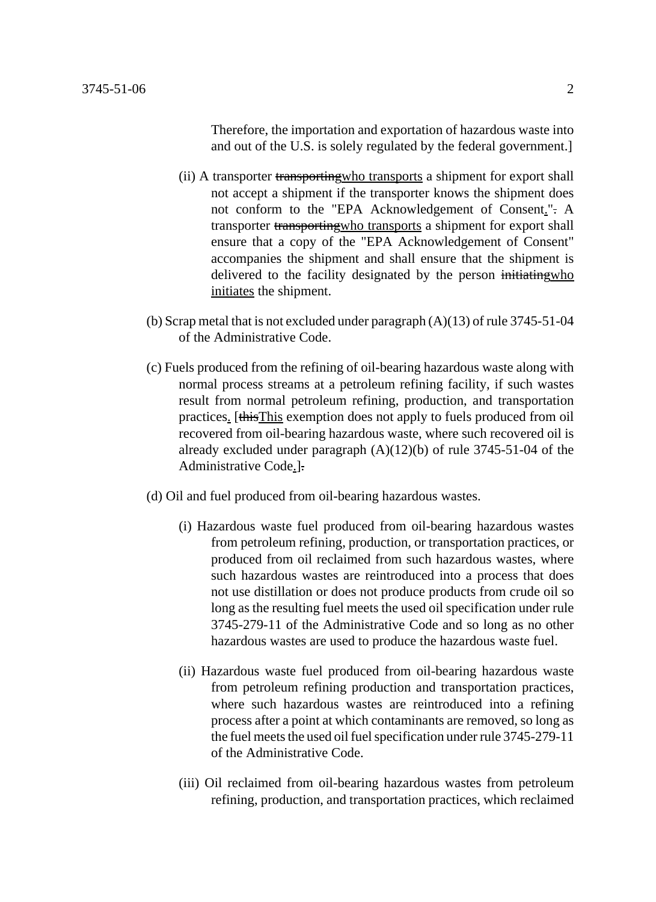Therefore, the importation and exportation of hazardous waste into and out of the U.S. is solely regulated by the federal government.]

(ii) A transporter ~~transporting~~<u>who transports</u> a shipment for export shall not accept a shipment if the transporter knows the shipment does not conform to the "EPA Acknowledgement of Consent<u>.</u>"~~.~~ A transporter ~~transporting~~<u>who transports</u> a shipment for export shall ensure that a copy of the "EPA Acknowledgement of Consent" accompanies the shipment and shall ensure that the shipment is delivered to the facility designated by the person ~~initiating~~<u>who initiates</u> the shipment.

(b) Scrap metal that is not excluded under paragraph (A)(13) of rule 3745-51-04 of the Administrative Code.

(c) Fuels produced from the refining of oil-bearing hazardous waste along with normal process streams at a petroleum refining facility, if such wastes result from normal petroleum refining, production, and transportation practices<u>.</u> [~~this~~<u>This</u> exemption does not apply to fuels produced from oil recovered from oil-bearing hazardous waste, where such recovered oil is already excluded under paragraph (A)(12)(b) of rule 3745-51-04 of the Administrative Code<u>.</u>]~~.~~

(d) Oil and fuel produced from oil-bearing hazardous wastes.

(i) Hazardous waste fuel produced from oil-bearing hazardous wastes from petroleum refining, production, or transportation practices, or produced from oil reclaimed from such hazardous wastes, where such hazardous wastes are reintroduced into a process that does not use distillation or does not produce products from crude oil so long as the resulting fuel meets the used oil specification under rule 3745-279-11 of the Administrative Code and so long as no other hazardous wastes are used to produce the hazardous waste fuel.

(ii) Hazardous waste fuel produced from oil-bearing hazardous waste from petroleum refining production and transportation practices, where such hazardous wastes are reintroduced into a refining process after a point at which contaminants are removed, so long as the fuel meets the used oil fuel specification under rule 3745-279-11 of the Administrative Code.

(iii) Oil reclaimed from oil-bearing hazardous wastes from petroleum refining, production, and transportation practices, which reclaimed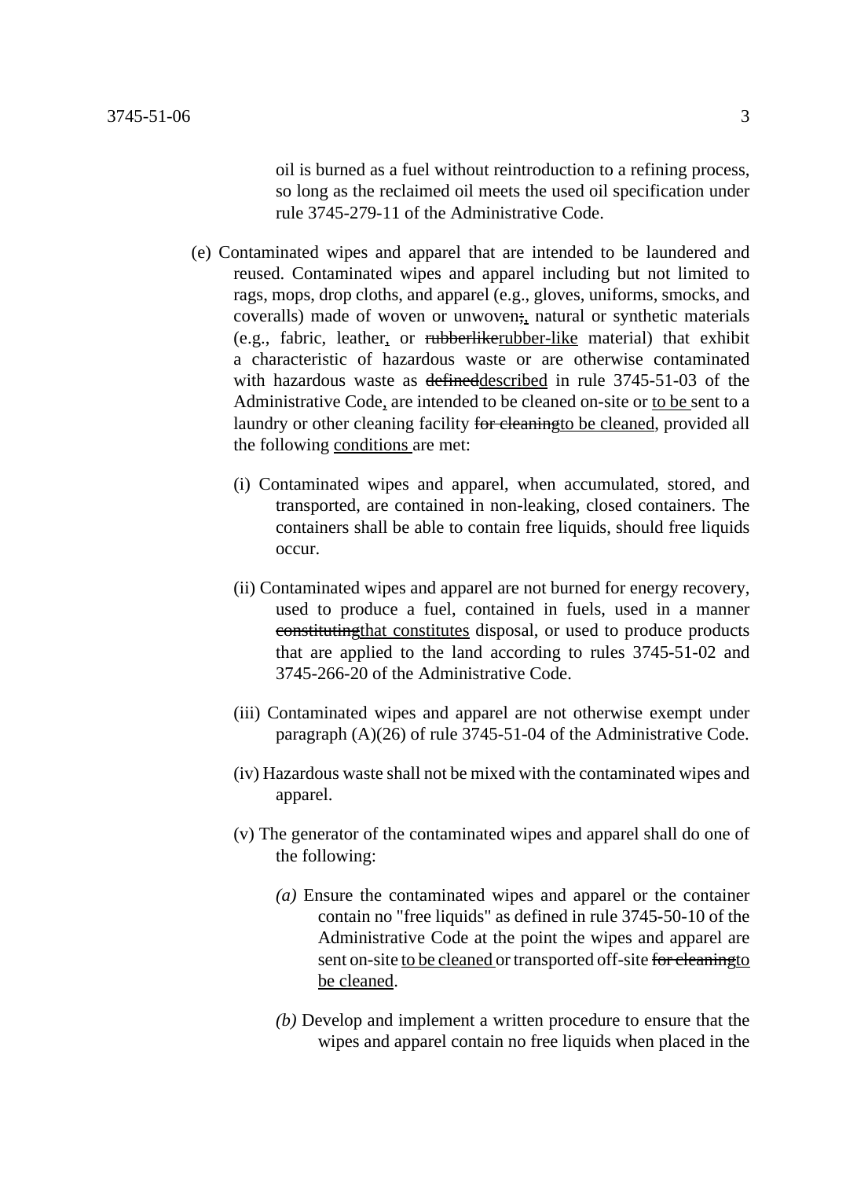oil is burned as a fuel without reintroduction to a refining process, so long as the reclaimed oil meets the used oil specification under rule 3745-279-11 of the Administrative Code.

(e) Contaminated wipes and apparel that are intended to be laundered and reused. Contaminated wipes and apparel including but not limited to rags, mops, drop cloths, and apparel (e.g., gloves, uniforms, smocks, and coveralls) made of woven or unwoven~~;~~<u>,</u> natural or synthetic materials (e.g., fabric, leather<u>,</u> or ~~rubberlike~~<u>rubber-like</u> material) that exhibit a characteristic of hazardous waste or are otherwise contaminated with hazardous waste as ~~defined~~<u>described</u> in rule 3745-51-03 of the Administrative Code<u>,</u> are intended to be cleaned on-site or <u>to be</u> sent to a laundry or other cleaning facility ~~for cleaning~~<u>to be cleaned</u>, provided all the following <u>conditions</u> are met:

(i) Contaminated wipes and apparel, when accumulated, stored, and transported, are contained in non-leaking, closed containers. The containers shall be able to contain free liquids, should free liquids occur.

(ii) Contaminated wipes and apparel are not burned for energy recovery, used to produce a fuel, contained in fuels, used in a manner ~~constituting~~<u>that constitutes</u> disposal, or used to produce products that are applied to the land according to rules 3745-51-02 and 3745-266-20 of the Administrative Code.

(iii) Contaminated wipes and apparel are not otherwise exempt under paragraph (A)(26) of rule 3745-51-04 of the Administrative Code.

(iv) Hazardous waste shall not be mixed with the contaminated wipes and apparel.

(v) The generator of the contaminated wipes and apparel shall do one of the following:

*(a)* Ensure the contaminated wipes and apparel or the container contain no "free liquids" as defined in rule 3745-50-10 of the Administrative Code at the point the wipes and apparel are sent on-site <u>to be cleaned</u> or transported off-site ~~for cleaning~~<u>to be cleaned</u>.

*(b)* Develop and implement a written procedure to ensure that the wipes and apparel contain no free liquids when placed in the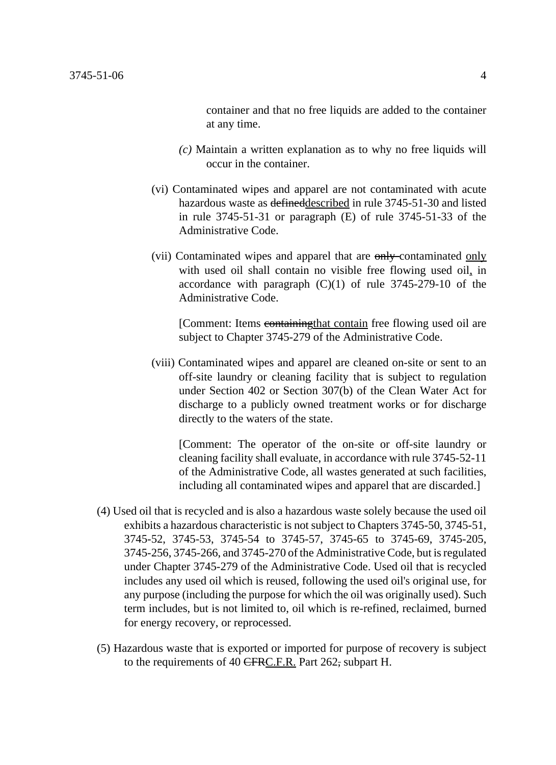container and that no free liquids are added to the container at any time.

*(c)* Maintain a written explanation as to why no free liquids will occur in the container.

(vi) Contaminated wipes and apparel are not contaminated with acute hazardous waste as ~~defined~~described in rule 3745-51-30 and listed in rule 3745-51-31 or paragraph (E) of rule 3745-51-33 of the Administrative Code.

(vii) Contaminated wipes and apparel that are ~~only~~ contaminated only with used oil shall contain no visible free flowing used oil, in accordance with paragraph (C)(1) of rule 3745-279-10 of the Administrative Code.

[Comment: Items ~~containing~~that contain free flowing used oil are subject to Chapter 3745-279 of the Administrative Code.

(viii) Contaminated wipes and apparel are cleaned on-site or sent to an off-site laundry or cleaning facility that is subject to regulation under Section 402 or Section 307(b) of the Clean Water Act for discharge to a publicly owned treatment works or for discharge directly to the waters of the state.

[Comment: The operator of the on-site or off-site laundry or cleaning facility shall evaluate, in accordance with rule 3745-52-11 of the Administrative Code, all wastes generated at such facilities, including all contaminated wipes and apparel that are discarded.]

(4) Used oil that is recycled and is also a hazardous waste solely because the used oil exhibits a hazardous characteristic is not subject to Chapters 3745-50, 3745-51, 3745-52, 3745-53, 3745-54 to 3745-57, 3745-65 to 3745-69, 3745-205, 3745-256, 3745-266, and 3745-270 of the Administrative Code, but is regulated under Chapter 3745-279 of the Administrative Code. Used oil that is recycled includes any used oil which is reused, following the used oil's original use, for any purpose (including the purpose for which the oil was originally used). Such term includes, but is not limited to, oil which is re-refined, reclaimed, burned for energy recovery, or reprocessed.

(5) Hazardous waste that is exported or imported for purpose of recovery is subject to the requirements of 40 ~~CFR~~C.F.R. Part 262~~,~~ subpart H.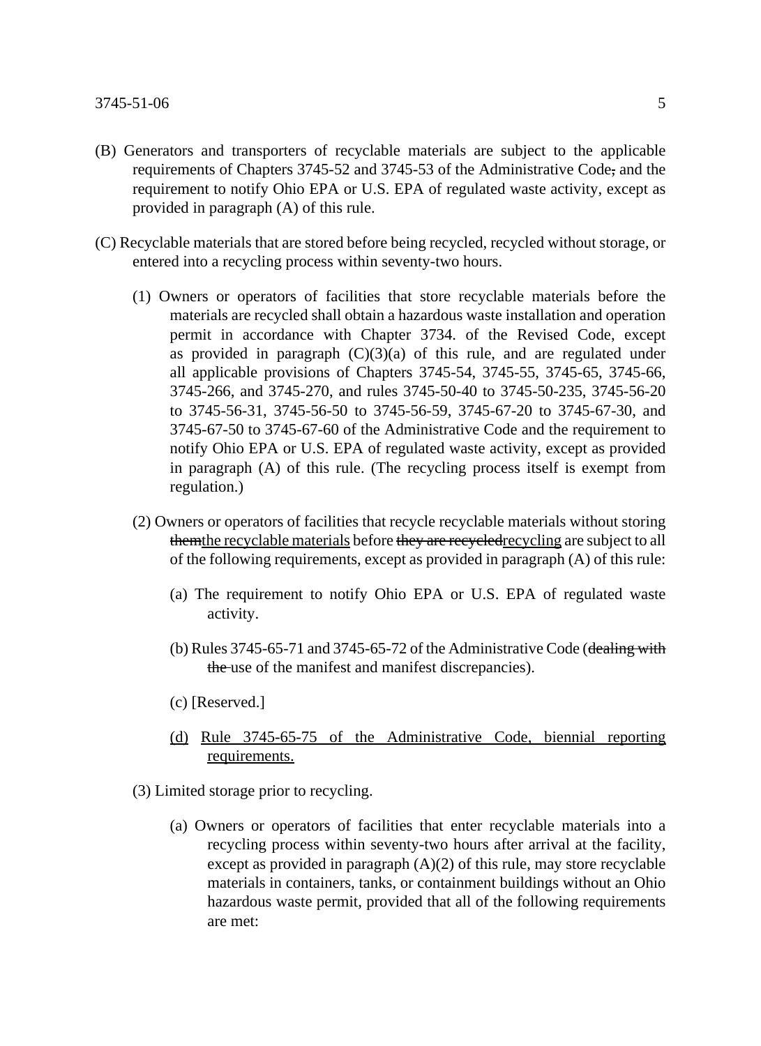(B) Generators and transporters of recyclable materials are subject to the applicable requirements of Chapters 3745-52 and 3745-53 of the Administrative Code~~,~~ and the requirement to notify Ohio EPA or U.S. EPA of regulated waste activity, except as provided in paragraph (A) of this rule.

(C) Recyclable materials that are stored before being recycled, recycled without storage, or entered into a recycling process within seventy-two hours.

(1) Owners or operators of facilities that store recyclable materials before the materials are recycled shall obtain a hazardous waste installation and operation permit in accordance with Chapter 3734. of the Revised Code, except as provided in paragraph (C)(3)(a) of this rule, and are regulated under all applicable provisions of Chapters 3745-54, 3745-55, 3745-65, 3745-66, 3745-266, and 3745-270, and rules 3745-50-40 to 3745-50-235, 3745-56-20 to 3745-56-31, 3745-56-50 to 3745-56-59, 3745-67-20 to 3745-67-30, and 3745-67-50 to 3745-67-60 of the Administrative Code and the requirement to notify Ohio EPA or U.S. EPA of regulated waste activity, except as provided in paragraph (A) of this rule. (The recycling process itself is exempt from regulation.)

(2) Owners or operators of facilities that recycle recyclable materials without storing ~~them~~<u>the recyclable materials</u> before ~~they are recycled~~<u>recycling</u> are subject to all of the following requirements, except as provided in paragraph (A) of this rule:

(a) The requirement to notify Ohio EPA or U.S. EPA of regulated waste activity.

(b) Rules 3745-65-71 and 3745-65-72 of the Administrative Code (~~dealing with the~~ use of the manifest and manifest discrepancies).

(c) [Reserved.]

<u>(d) Rule 3745-65-75 of the Administrative Code, biennial reporting requirements.</u>

(3) Limited storage prior to recycling.

(a) Owners or operators of facilities that enter recyclable materials into a recycling process within seventy-two hours after arrival at the facility, except as provided in paragraph (A)(2) of this rule, may store recyclable materials in containers, tanks, or containment buildings without an Ohio hazardous waste permit, provided that all of the following requirements are met: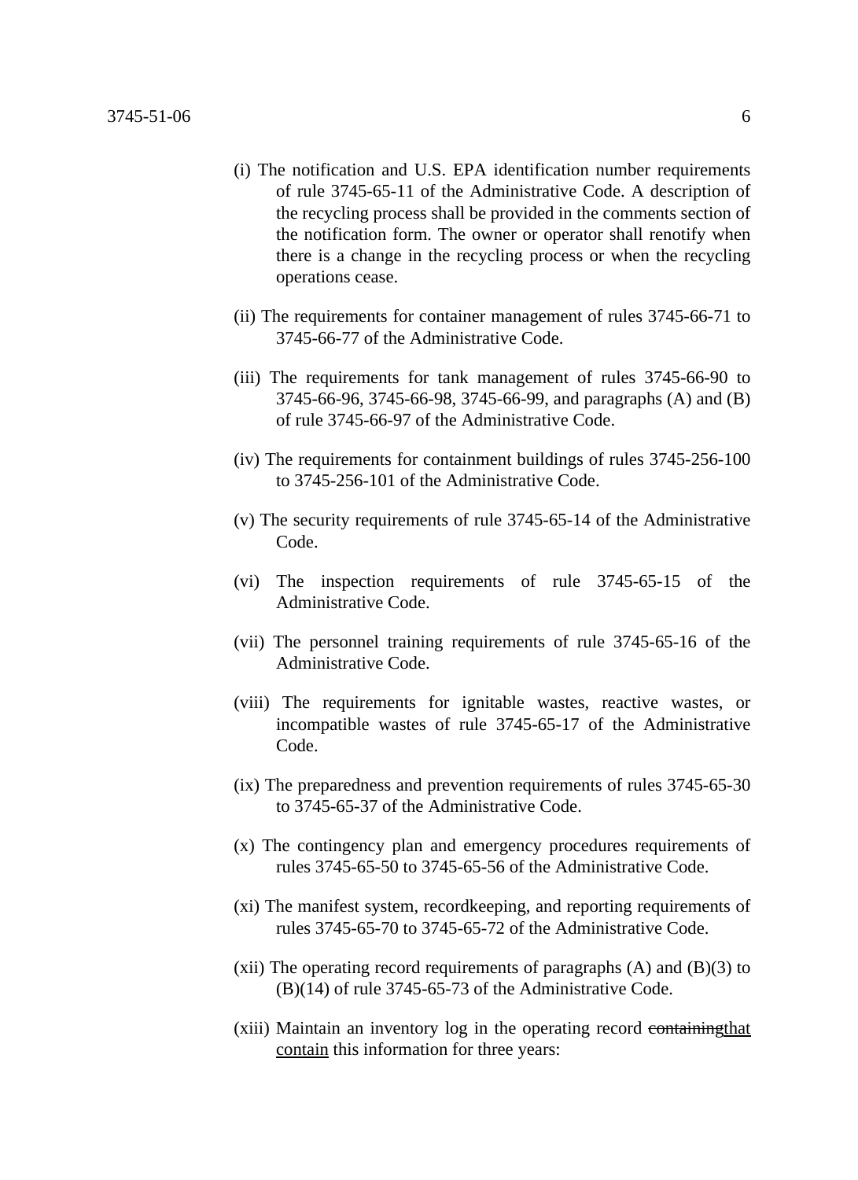(i) The notification and U.S. EPA identification number requirements of rule 3745-65-11 of the Administrative Code. A description of the recycling process shall be provided in the comments section of the notification form. The owner or operator shall renotify when there is a change in the recycling process or when the recycling operations cease.

(ii) The requirements for container management of rules 3745-66-71 to 3745-66-77 of the Administrative Code.

(iii) The requirements for tank management of rules 3745-66-90 to 3745-66-96, 3745-66-98, 3745-66-99, and paragraphs (A) and (B) of rule 3745-66-97 of the Administrative Code.

(iv) The requirements for containment buildings of rules 3745-256-100 to 3745-256-101 of the Administrative Code.

(v) The security requirements of rule 3745-65-14 of the Administrative Code.

(vi) The inspection requirements of rule 3745-65-15 of the Administrative Code.

(vii) The personnel training requirements of rule 3745-65-16 of the Administrative Code.

(viii) The requirements for ignitable wastes, reactive wastes, or incompatible wastes of rule 3745-65-17 of the Administrative Code.

(ix) The preparedness and prevention requirements of rules 3745-65-30 to 3745-65-37 of the Administrative Code.

(x) The contingency plan and emergency procedures requirements of rules 3745-65-50 to 3745-65-56 of the Administrative Code.

(xi) The manifest system, recordkeeping, and reporting requirements of rules 3745-65-70 to 3745-65-72 of the Administrative Code.

(xii) The operating record requirements of paragraphs (A) and (B)(3) to (B)(14) of rule 3745-65-73 of the Administrative Code.

(xiii) Maintain an inventory log in the operating record ~~containing~~<u>that contain</u> this information for three years: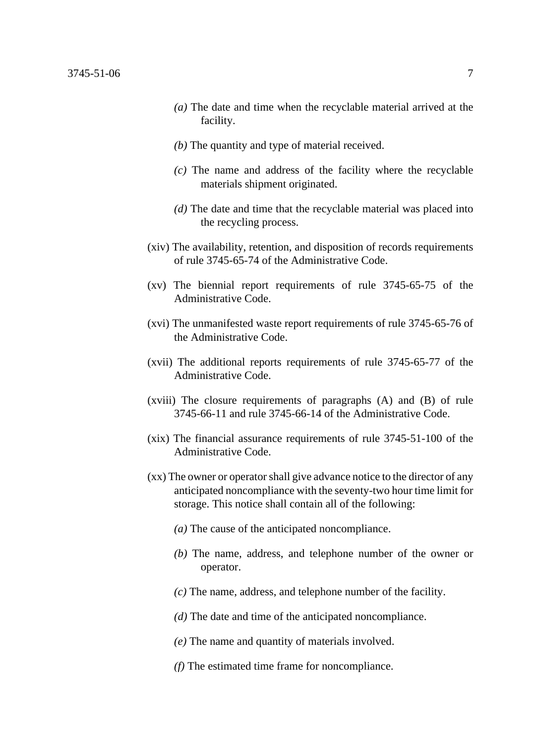*(a)* The date and time when the recyclable material arrived at the facility.

*(b)* The quantity and type of material received.

*(c)* The name and address of the facility where the recyclable materials shipment originated.

*(d)* The date and time that the recyclable material was placed into the recycling process.

(xiv) The availability, retention, and disposition of records requirements of rule 3745-65-74 of the Administrative Code.

(xv) The biennial report requirements of rule 3745-65-75 of the Administrative Code.

(xvi) The unmanifested waste report requirements of rule 3745-65-76 of the Administrative Code.

(xvii) The additional reports requirements of rule 3745-65-77 of the Administrative Code.

(xviii) The closure requirements of paragraphs (A) and (B) of rule 3745-66-11 and rule 3745-66-14 of the Administrative Code.

(xix) The financial assurance requirements of rule 3745-51-100 of the Administrative Code.

(xx) The owner or operator shall give advance notice to the director of any anticipated noncompliance with the seventy-two hour time limit for storage. This notice shall contain all of the following:

*(a)* The cause of the anticipated noncompliance.

*(b)* The name, address, and telephone number of the owner or operator.

*(c)* The name, address, and telephone number of the facility.

*(d)* The date and time of the anticipated noncompliance.

*(e)* The name and quantity of materials involved.

*(f)* The estimated time frame for noncompliance.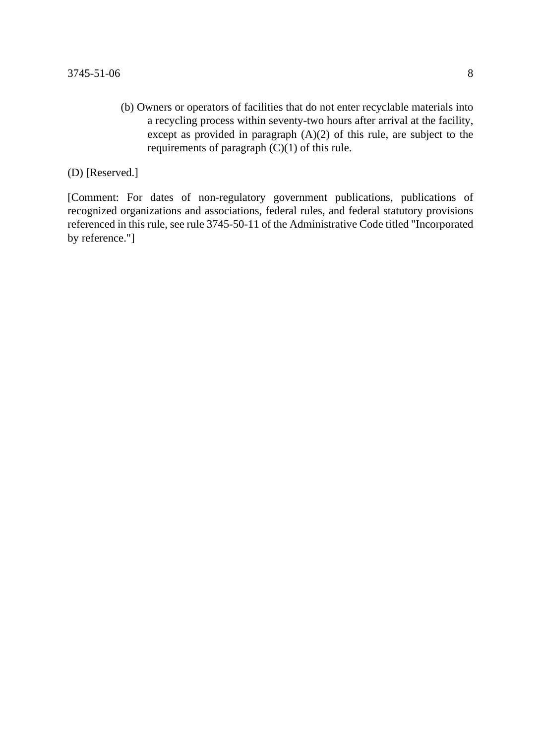(b) Owners or operators of facilities that do not enter recyclable materials into a recycling process within seventy-two hours after arrival at the facility, except as provided in paragraph (A)(2) of this rule, are subject to the requirements of paragraph (C)(1) of this rule.

(D) [Reserved.]

[Comment: For dates of non-regulatory government publications, publications of recognized organizations and associations, federal rules, and federal statutory provisions referenced in this rule, see rule 3745-50-11 of the Administrative Code titled "Incorporated by reference."]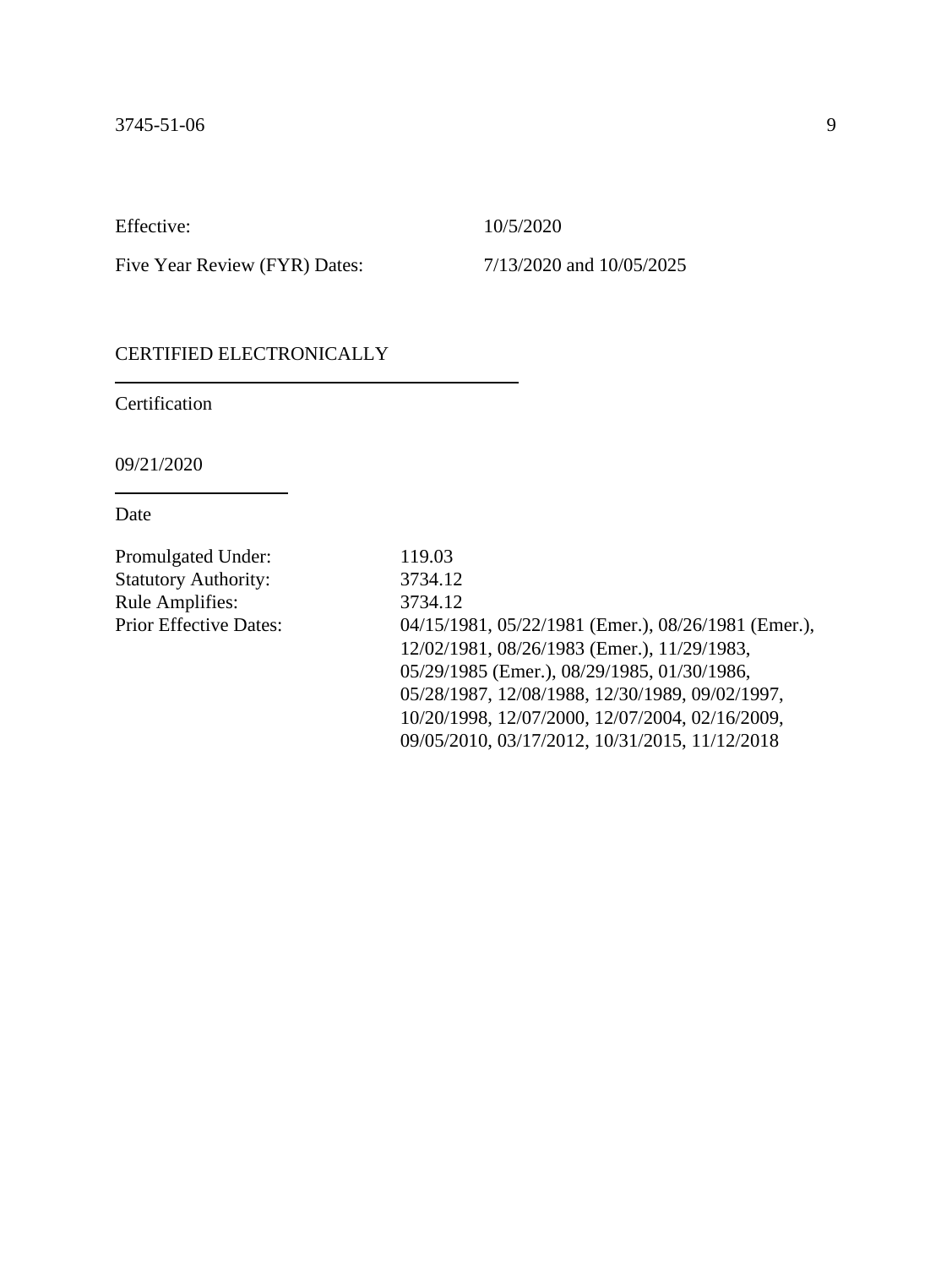Effective: 10/5/2020

Five Year Review (FYR) Dates: 7/13/2020 and 10/05/2025

CERTIFIED ELECTRONICALLY

Certification

09/21/2020

Date

| | |
|---|---|
| Promulgated Under: | 119.03 |
| Statutory Authority: | 3734.12 |
| Rule Amplifies: | 3734.12 |
| Prior Effective Dates: | 04/15/1981, 05/22/1981 (Emer.), 08/26/1981 (Emer.), 12/02/1981, 08/26/1983 (Emer.), 11/29/1983, 05/29/1985 (Emer.), 08/29/1985, 01/30/1986, 05/28/1987, 12/08/1988, 12/30/1989, 09/02/1997, 10/20/1998, 12/07/2000, 12/07/2004, 02/16/2009, 09/05/2010, 03/17/2012, 10/31/2015, 11/12/2018 |